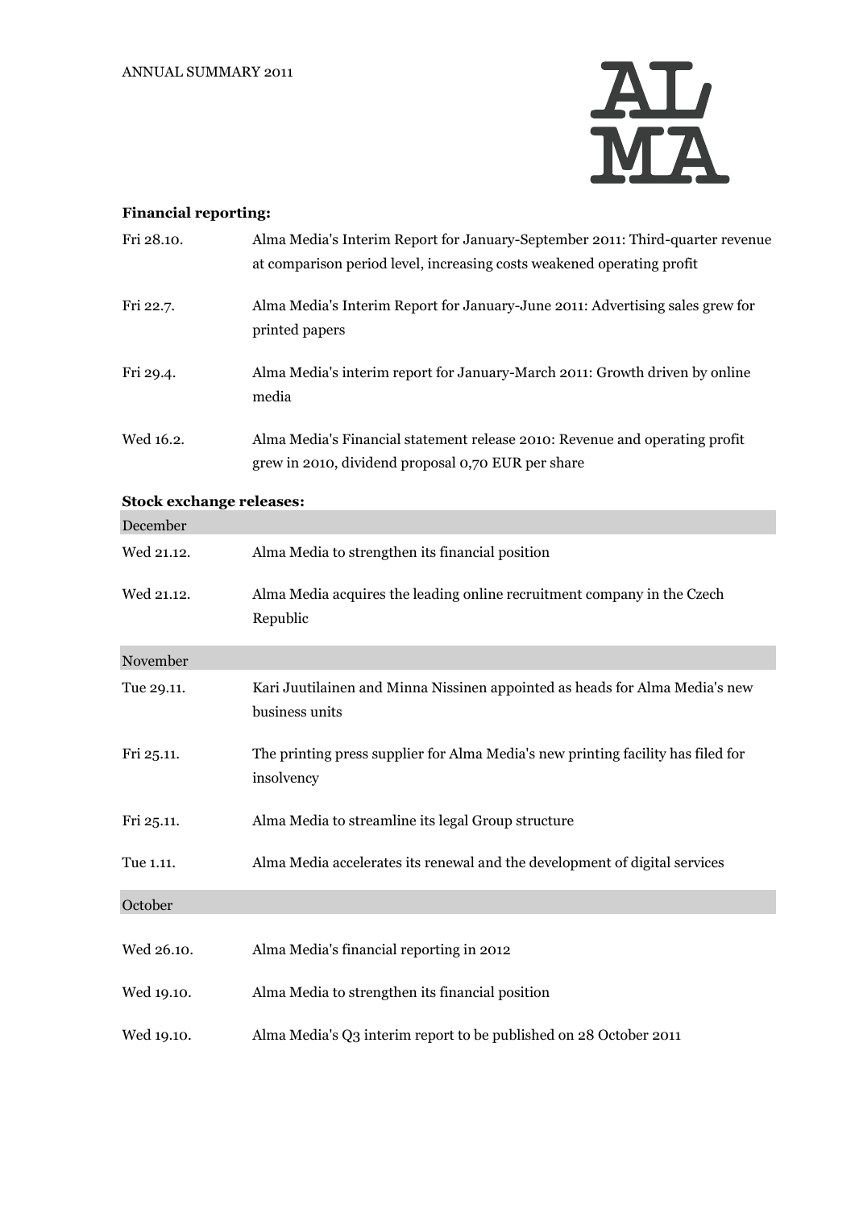ANNUAL SUMMARY 2011

AL
MA

**Financial reporting:**

| | |
|---|---|
| Fri 28.10. | Alma Media's Interim Report for January-September 2011: Third-quarter revenue at comparison period level, increasing costs weakened operating profit |
| Fri 22.7. | Alma Media's Interim Report for January-June 2011: Advertising sales grew for printed papers |
| Fri 29.4. | Alma Media's interim report for January-March 2011: Growth driven by online media |
| Wed 16.2. | Alma Media's Financial statement release 2010: Revenue and operating profit grew in 2010, dividend proposal 0,70 EUR per share |

**Stock exchange releases:**

| | |
|---|---|
| **December** | |
| Wed 21.12. | Alma Media to strengthen its financial position |
| Wed 21.12. | Alma Media acquires the leading online recruitment company in the Czech Republic |
| **November** | |
| Tue 29.11. | Kari Juutilainen and Minna Nissinen appointed as heads for Alma Media's new business units |
| Fri 25.11. | The printing press supplier for Alma Media's new printing facility has filed for insolvency |
| Fri 25.11. | Alma Media to streamline its legal Group structure |
| Tue 1.11. | Alma Media accelerates its renewal and the development of digital services |
| **October** | |
| Wed 26.10. | Alma Media's financial reporting in 2012 |
| Wed 19.10. | Alma Media to strengthen its financial position |
| Wed 19.10. | Alma Media's Q3 interim report to be published on 28 October 2011 |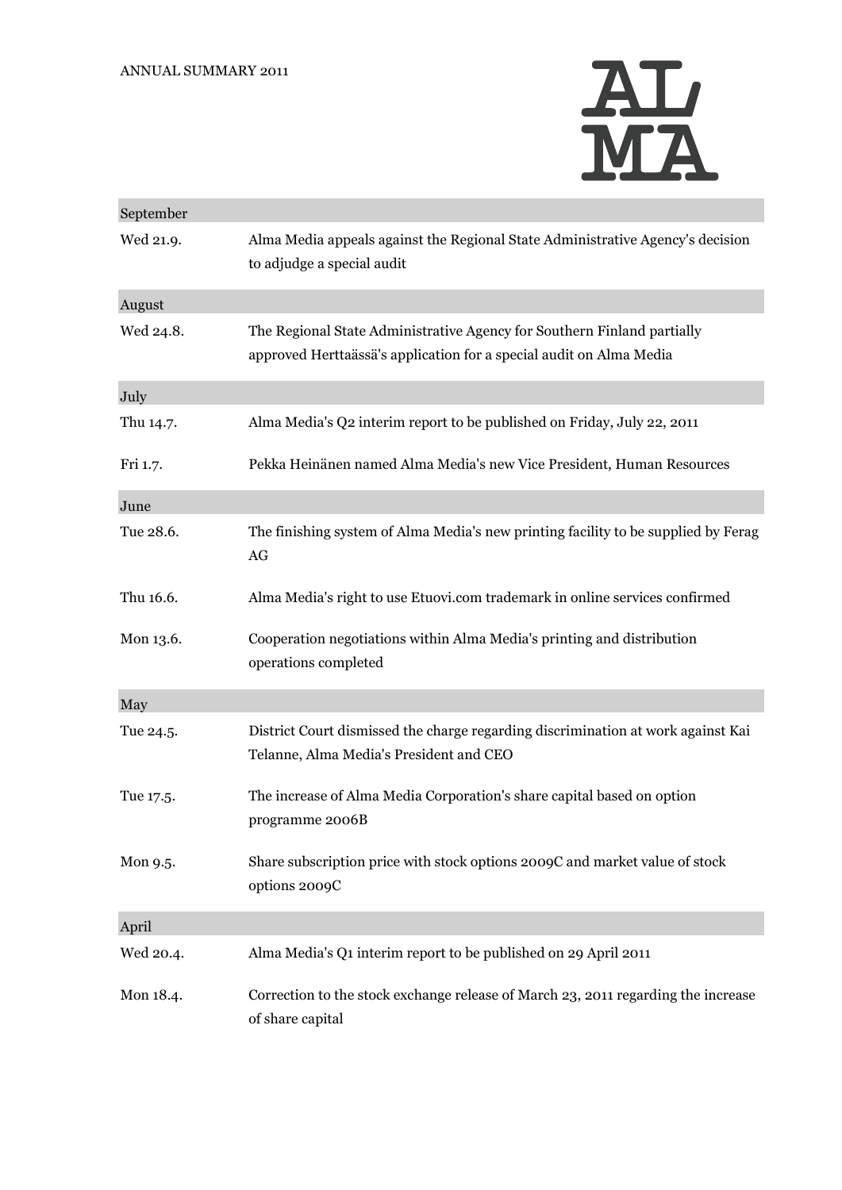| September | |
|---|---|
| Wed 21.9. | Alma Media appeals against the Regional State Administrative Agency's decision to adjudge a special audit |
| **August** | |
| Wed 24.8. | The Regional State Administrative Agency for Southern Finland partially approved Herttaässä's application for a special audit on Alma Media |
| **July** | |
| Thu 14.7. | Alma Media's Q2 interim report to be published on Friday, July 22, 2011 |
| Fri 1.7. | Pekka Heinänen named Alma Media's new Vice President, Human Resources |
| **June** | |
| Tue 28.6. | The finishing system of Alma Media's new printing facility to be supplied by Ferag AG |
| Thu 16.6. | Alma Media's right to use Etuovi.com trademark in online services confirmed |
| Mon 13.6. | Cooperation negotiations within Alma Media's printing and distribution operations completed |
| **May** | |
| Tue 24.5. | District Court dismissed the charge regarding discrimination at work against Kai Telanne, Alma Media's President and CEO |
| Tue 17.5. | The increase of Alma Media Corporation's share capital based on option programme 2006B |
| Mon 9.5. | Share subscription price with stock options 2009C and market value of stock options 2009C |
| **April** | |
| Wed 20.4. | Alma Media's Q1 interim report to be published on 29 April 2011 |
| Mon 18.4. | Correction to the stock exchange release of March 23, 2011 regarding the increase of share capital |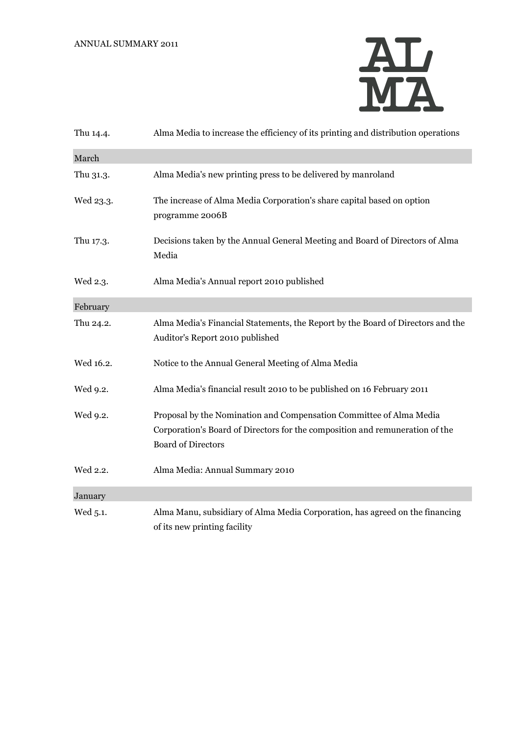| | |
|---|---|
| Thu 14.4. | Alma Media to increase the efficiency of its printing and distribution operations |
| **March** | |
| Thu 31.3. | Alma Media's new printing press to be delivered by manroland |
| Wed 23.3. | The increase of Alma Media Corporation's share capital based on option programme 2006B |
| Thu 17.3. | Decisions taken by the Annual General Meeting and Board of Directors of Alma Media |
| Wed 2.3. | Alma Media's Annual report 2010 published |
| **February** | |
| Thu 24.2. | Alma Media's Financial Statements, the Report by the Board of Directors and the Auditor's Report 2010 published |
| Wed 16.2. | Notice to the Annual General Meeting of Alma Media |
| Wed 9.2. | Alma Media's financial result 2010 to be published on 16 February 2011 |
| Wed 9.2. | Proposal by the Nomination and Compensation Committee of Alma Media Corporation's Board of Directors for the composition and remuneration of the Board of Directors |
| Wed 2.2. | Alma Media: Annual Summary 2010 |
| **January** | |
| Wed 5.1. | Alma Manu, subsidiary of Alma Media Corporation, has agreed on the financing of its new printing facility |